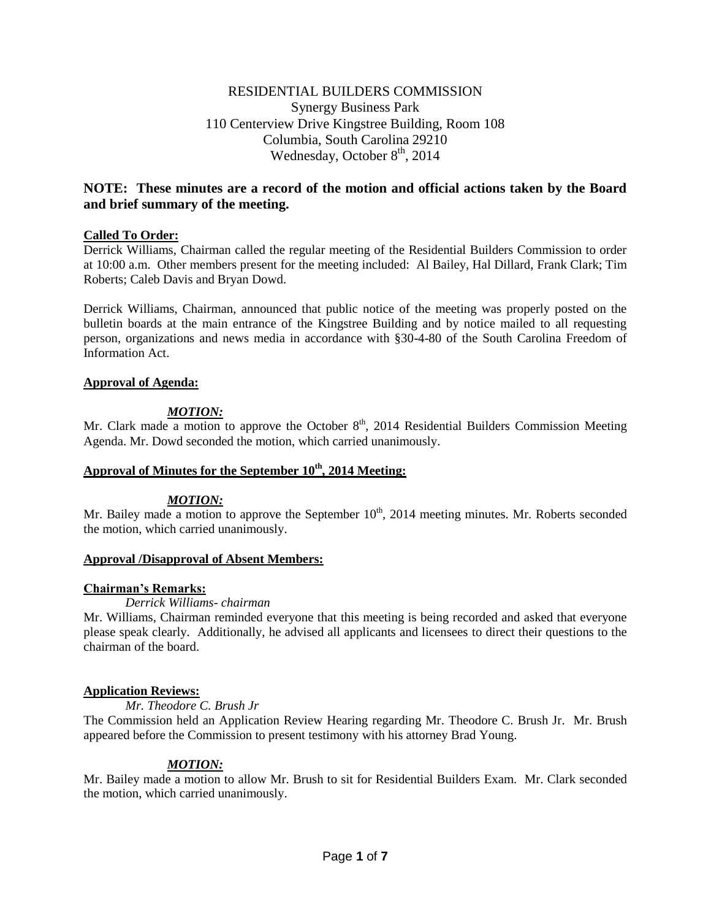# RESIDENTIAL BUILDERS COMMISSION

Synergy Business Park
110 Centerview Drive Kingstree Building, Room 108
Columbia, South Carolina 29210
Wednesday, October 8th, 2014

**NOTE: These minutes are a record of the motion and official actions taken by the Board and brief summary of the meeting.**

**Called To Order:**

Derrick Williams, Chairman called the regular meeting of the Residential Builders Commission to order at 10:00 a.m. Other members present for the meeting included: Al Bailey, Hal Dillard, Frank Clark; Tim Roberts; Caleb Davis and Bryan Dowd.

Derrick Williams, Chairman, announced that public notice of the meeting was properly posted on the bulletin boards at the main entrance of the Kingstree Building and by notice mailed to all requesting person, organizations and news media in accordance with §30-4-80 of the South Carolina Freedom of Information Act.

**Approval of Agenda:**

***MOTION:***

Mr. Clark made a motion to approve the October 8th, 2014 Residential Builders Commission Meeting Agenda. Mr. Dowd seconded the motion, which carried unanimously.

**Approval of Minutes for the September 10th, 2014 Meeting:**

***MOTION:***

Mr. Bailey made a motion to approve the September 10th, 2014 meeting minutes. Mr. Roberts seconded the motion, which carried unanimously.

**Approval /Disapproval of Absent Members:**

**Chairman's Remarks:**

*Derrick Williams- chairman*

Mr. Williams, Chairman reminded everyone that this meeting is being recorded and asked that everyone please speak clearly. Additionally, he advised all applicants and licensees to direct their questions to the chairman of the board.

**Application Reviews:**

*Mr. Theodore C. Brush Jr*

The Commission held an Application Review Hearing regarding Mr. Theodore C. Brush Jr. Mr. Brush appeared before the Commission to present testimony with his attorney Brad Young.

***MOTION:***

Mr. Bailey made a motion to allow Mr. Brush to sit for Residential Builders Exam. Mr. Clark seconded the motion, which carried unanimously.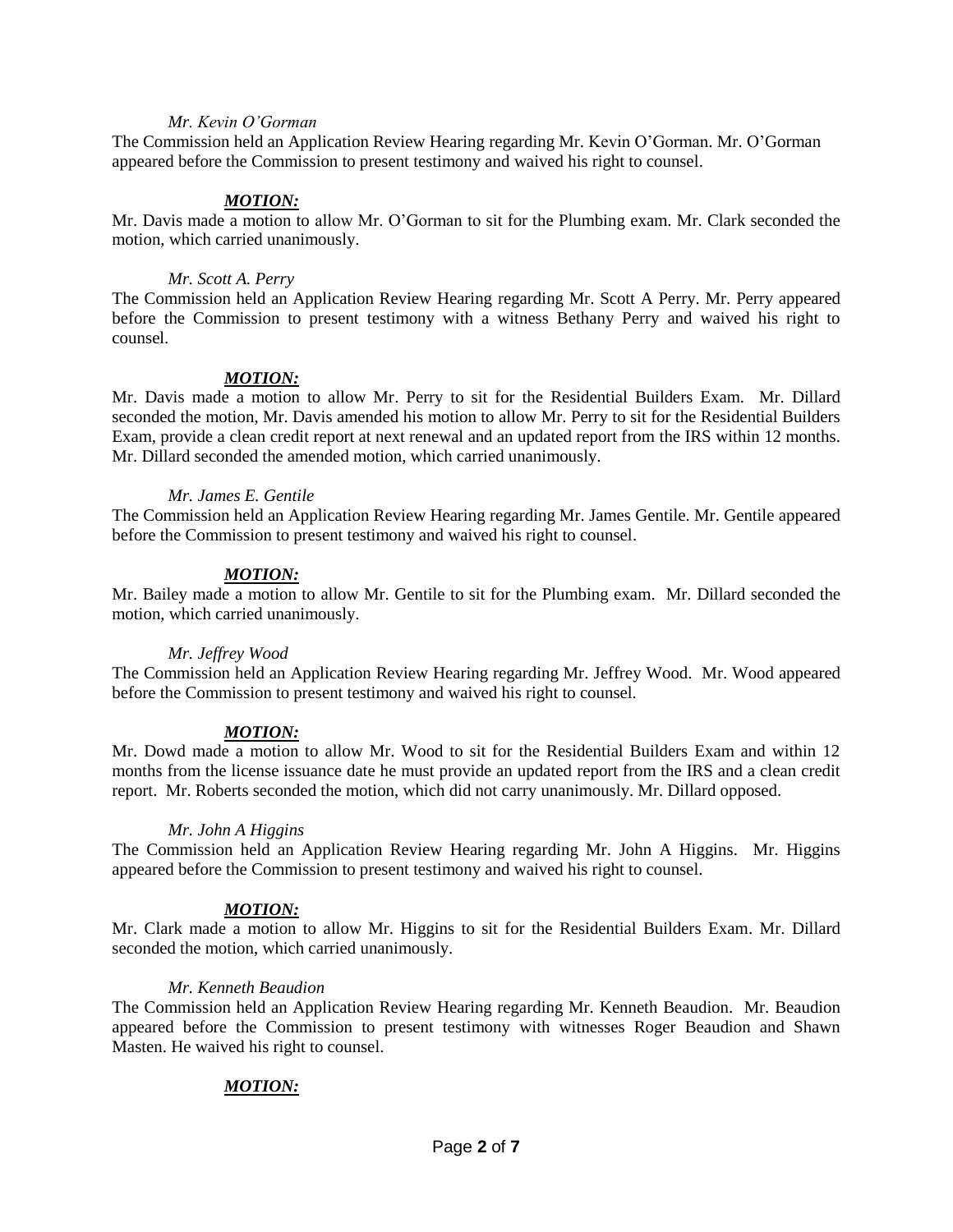*Mr. Kevin O'Gorman*

The Commission held an Application Review Hearing regarding Mr. Kevin O'Gorman. Mr. O'Gorman appeared before the Commission to present testimony and waived his right to counsel.

***MOTION:***

Mr. Davis made a motion to allow Mr. O'Gorman to sit for the Plumbing exam. Mr. Clark seconded the motion, which carried unanimously.

*Mr. Scott A. Perry*

The Commission held an Application Review Hearing regarding Mr. Scott A Perry. Mr. Perry appeared before the Commission to present testimony with a witness Bethany Perry and waived his right to counsel.

***MOTION:***

Mr. Davis made a motion to allow Mr. Perry to sit for the Residential Builders Exam. Mr. Dillard seconded the motion, Mr. Davis amended his motion to allow Mr. Perry to sit for the Residential Builders Exam, provide a clean credit report at next renewal and an updated report from the IRS within 12 months. Mr. Dillard seconded the amended motion, which carried unanimously.

*Mr. James E. Gentile*

The Commission held an Application Review Hearing regarding Mr. James Gentile. Mr. Gentile appeared before the Commission to present testimony and waived his right to counsel.

***MOTION:***

Mr. Bailey made a motion to allow Mr. Gentile to sit for the Plumbing exam. Mr. Dillard seconded the motion, which carried unanimously.

*Mr. Jeffrey Wood*

The Commission held an Application Review Hearing regarding Mr. Jeffrey Wood. Mr. Wood appeared before the Commission to present testimony and waived his right to counsel.

***MOTION:***

Mr. Dowd made a motion to allow Mr. Wood to sit for the Residential Builders Exam and within 12 months from the license issuance date he must provide an updated report from the IRS and a clean credit report. Mr. Roberts seconded the motion, which did not carry unanimously. Mr. Dillard opposed.

*Mr. John A Higgins*

The Commission held an Application Review Hearing regarding Mr. John A Higgins. Mr. Higgins appeared before the Commission to present testimony and waived his right to counsel.

***MOTION:***

Mr. Clark made a motion to allow Mr. Higgins to sit for the Residential Builders Exam. Mr. Dillard seconded the motion, which carried unanimously.

*Mr. Kenneth Beaudion*

The Commission held an Application Review Hearing regarding Mr. Kenneth Beaudion. Mr. Beaudion appeared before the Commission to present testimony with witnesses Roger Beaudion and Shawn Masten. He waived his right to counsel.

***MOTION:***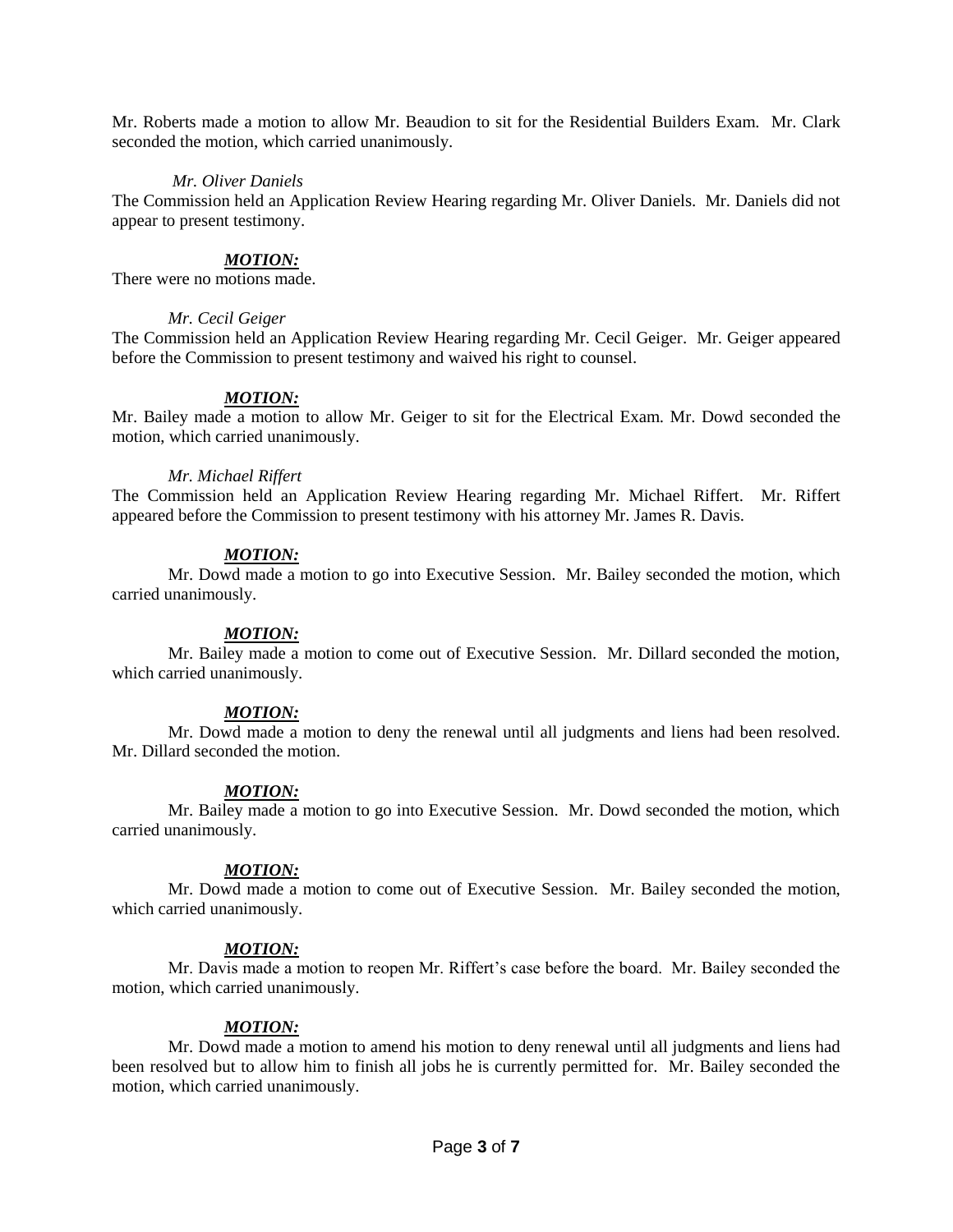Mr. Roberts made a motion to allow Mr. Beaudion to sit for the Residential Builders Exam. Mr. Clark seconded the motion, which carried unanimously.

*Mr. Oliver Daniels*

The Commission held an Application Review Hearing regarding Mr. Oliver Daniels. Mr. Daniels did not appear to present testimony.

***MOTION:***

There were no motions made.

*Mr. Cecil Geiger*

The Commission held an Application Review Hearing regarding Mr. Cecil Geiger. Mr. Geiger appeared before the Commission to present testimony and waived his right to counsel.

***MOTION:***

Mr. Bailey made a motion to allow Mr. Geiger to sit for the Electrical Exam. Mr. Dowd seconded the motion, which carried unanimously.

*Mr. Michael Riffert*

The Commission held an Application Review Hearing regarding Mr. Michael Riffert. Mr. Riffert appeared before the Commission to present testimony with his attorney Mr. James R. Davis.

***MOTION:***

Mr. Dowd made a motion to go into Executive Session. Mr. Bailey seconded the motion, which carried unanimously.

***MOTION:***

Mr. Bailey made a motion to come out of Executive Session. Mr. Dillard seconded the motion, which carried unanimously.

***MOTION:***

Mr. Dowd made a motion to deny the renewal until all judgments and liens had been resolved. Mr. Dillard seconded the motion.

***MOTION:***

Mr. Bailey made a motion to go into Executive Session. Mr. Dowd seconded the motion, which carried unanimously.

***MOTION:***

Mr. Dowd made a motion to come out of Executive Session. Mr. Bailey seconded the motion, which carried unanimously.

***MOTION:***

Mr. Davis made a motion to reopen Mr. Riffert's case before the board. Mr. Bailey seconded the motion, which carried unanimously.

***MOTION:***

Mr. Dowd made a motion to amend his motion to deny renewal until all judgments and liens had been resolved but to allow him to finish all jobs he is currently permitted for. Mr. Bailey seconded the motion, which carried unanimously.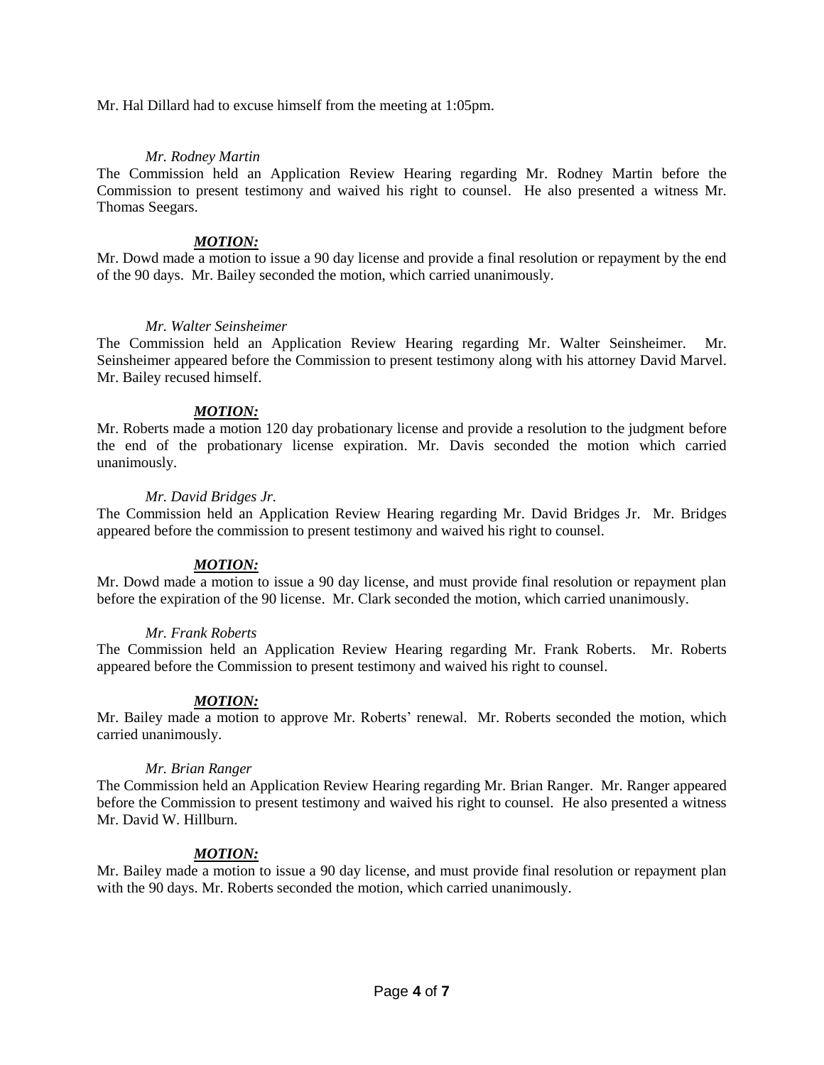Mr. Hal Dillard had to excuse himself from the meeting at 1:05pm.

*Mr. Rodney Martin*

The Commission held an Application Review Hearing regarding Mr. Rodney Martin before the Commission to present testimony and waived his right to counsel. He also presented a witness Mr. Thomas Seegars.

***MOTION:***

Mr. Dowd made a motion to issue a 90 day license and provide a final resolution or repayment by the end of the 90 days. Mr. Bailey seconded the motion, which carried unanimously.

*Mr. Walter Seinsheimer*

The Commission held an Application Review Hearing regarding Mr. Walter Seinsheimer. Mr. Seinsheimer appeared before the Commission to present testimony along with his attorney David Marvel. Mr. Bailey recused himself.

***MOTION:***

Mr. Roberts made a motion 120 day probationary license and provide a resolution to the judgment before the end of the probationary license expiration. Mr. Davis seconded the motion which carried unanimously.

*Mr. David Bridges Jr.*

The Commission held an Application Review Hearing regarding Mr. David Bridges Jr. Mr. Bridges appeared before the commission to present testimony and waived his right to counsel.

***MOTION:***

Mr. Dowd made a motion to issue a 90 day license, and must provide final resolution or repayment plan before the expiration of the 90 license. Mr. Clark seconded the motion, which carried unanimously.

*Mr. Frank Roberts*

The Commission held an Application Review Hearing regarding Mr. Frank Roberts. Mr. Roberts appeared before the Commission to present testimony and waived his right to counsel.

***MOTION:***

Mr. Bailey made a motion to approve Mr. Roberts' renewal. Mr. Roberts seconded the motion, which carried unanimously.

*Mr. Brian Ranger*

The Commission held an Application Review Hearing regarding Mr. Brian Ranger. Mr. Ranger appeared before the Commission to present testimony and waived his right to counsel. He also presented a witness Mr. David W. Hillburn.

***MOTION:***

Mr. Bailey made a motion to issue a 90 day license, and must provide final resolution or repayment plan with the 90 days. Mr. Roberts seconded the motion, which carried unanimously.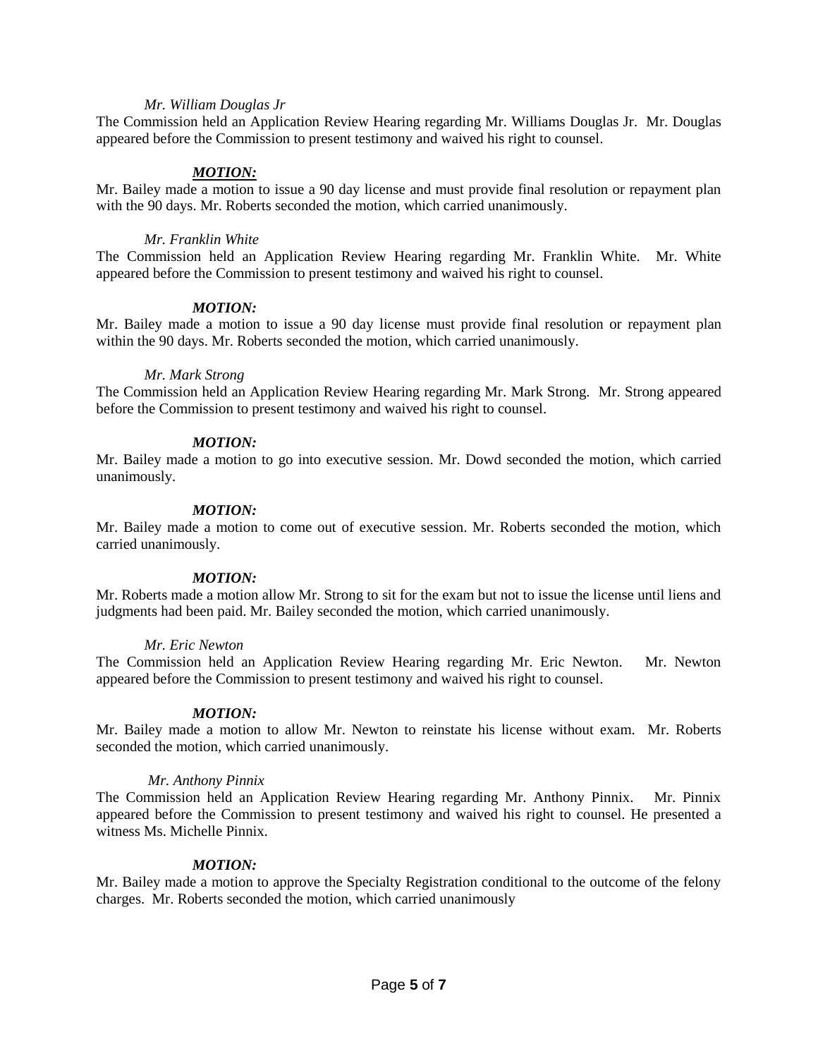*Mr. William Douglas Jr*

The Commission held an Application Review Hearing regarding Mr. Williams Douglas Jr. Mr. Douglas appeared before the Commission to present testimony and waived his right to counsel.

***MOTION:***

Mr. Bailey made a motion to issue a 90 day license and must provide final resolution or repayment plan with the 90 days. Mr. Roberts seconded the motion, which carried unanimously.

*Mr. Franklin White*

The Commission held an Application Review Hearing regarding Mr. Franklin White. Mr. White appeared before the Commission to present testimony and waived his right to counsel.

***MOTION:***

Mr. Bailey made a motion to issue a 90 day license must provide final resolution or repayment plan within the 90 days. Mr. Roberts seconded the motion, which carried unanimously.

*Mr. Mark Strong*

The Commission held an Application Review Hearing regarding Mr. Mark Strong. Mr. Strong appeared before the Commission to present testimony and waived his right to counsel.

***MOTION:***

Mr. Bailey made a motion to go into executive session. Mr. Dowd seconded the motion, which carried unanimously.

***MOTION:***

Mr. Bailey made a motion to come out of executive session. Mr. Roberts seconded the motion, which carried unanimously.

***MOTION:***

Mr. Roberts made a motion allow Mr. Strong to sit for the exam but not to issue the license until liens and judgments had been paid. Mr. Bailey seconded the motion, which carried unanimously.

*Mr. Eric Newton*

The Commission held an Application Review Hearing regarding Mr. Eric Newton. Mr. Newton appeared before the Commission to present testimony and waived his right to counsel.

***MOTION:***

Mr. Bailey made a motion to allow Mr. Newton to reinstate his license without exam. Mr. Roberts seconded the motion, which carried unanimously.

*Mr. Anthony Pinnix*

The Commission held an Application Review Hearing regarding Mr. Anthony Pinnix. Mr. Pinnix appeared before the Commission to present testimony and waived his right to counsel. He presented a witness Ms. Michelle Pinnix.

***MOTION:***

Mr. Bailey made a motion to approve the Specialty Registration conditional to the outcome of the felony charges. Mr. Roberts seconded the motion, which carried unanimously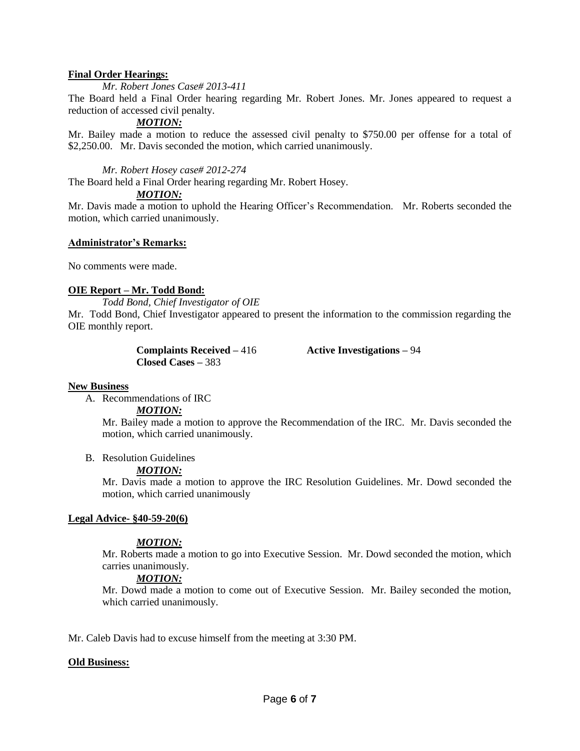**Final Order Hearings:**

*Mr. Robert Jones Case# 2013-411*

The Board held a Final Order hearing regarding Mr. Robert Jones. Mr. Jones appeared to request a reduction of accessed civil penalty.

***MOTION:***

Mr. Bailey made a motion to reduce the assessed civil penalty to $750.00 per offense for a total of $2,250.00. Mr. Davis seconded the motion, which carried unanimously.

*Mr. Robert Hosey case# 2012-274*

The Board held a Final Order hearing regarding Mr. Robert Hosey.

***MOTION:***

Mr. Davis made a motion to uphold the Hearing Officer's Recommendation. Mr. Roberts seconded the motion, which carried unanimously.

**Administrator's Remarks:**

No comments were made.

**OIE Report – Mr. Todd Bond:**

*Todd Bond, Chief Investigator of OIE*

Mr. Todd Bond, Chief Investigator appeared to present the information to the commission regarding the OIE monthly report.

**Complaints Received** – 416 **Active Investigations –** 94
**Closed Cases –** 383

**New Business**

A. Recommendations of IRC

***MOTION:***

Mr. Bailey made a motion to approve the Recommendation of the IRC. Mr. Davis seconded the motion, which carried unanimously.

B. Resolution Guidelines

***MOTION:***

Mr. Davis made a motion to approve the IRC Resolution Guidelines. Mr. Dowd seconded the motion, which carried unanimously

**Legal Advice- §40-59-20(6)**

***MOTION:***

Mr. Roberts made a motion to go into Executive Session. Mr. Dowd seconded the motion, which carries unanimously.

***MOTION:***

Mr. Dowd made a motion to come out of Executive Session. Mr. Bailey seconded the motion, which carried unanimously.

Mr. Caleb Davis had to excuse himself from the meeting at 3:30 PM.

**Old Business:**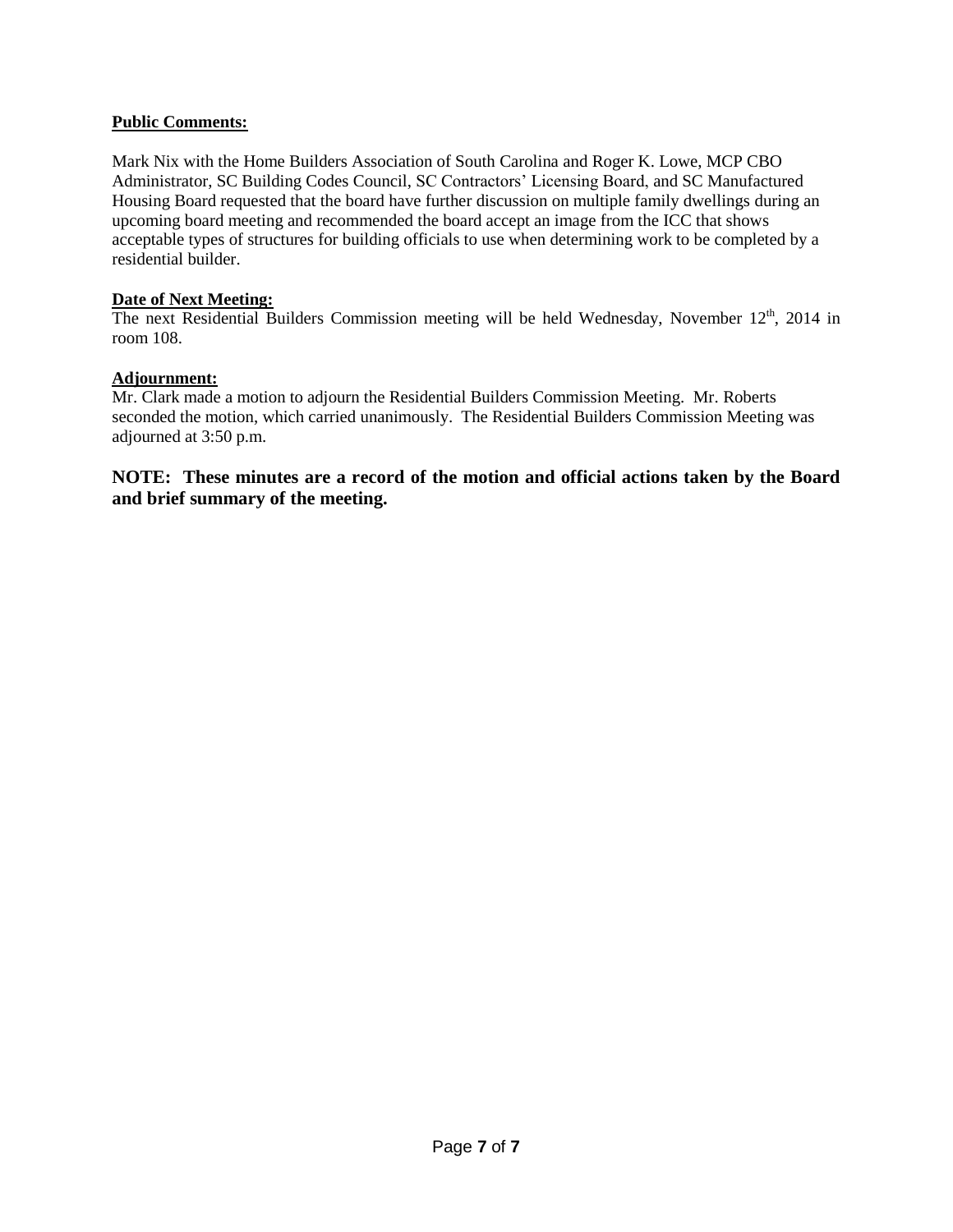**Public Comments:**

Mark Nix with the Home Builders Association of South Carolina and Roger K. Lowe, MCP CBO Administrator, SC Building Codes Council, SC Contractors' Licensing Board, and SC Manufactured Housing Board requested that the board have further discussion on multiple family dwellings during an upcoming board meeting and recommended the board accept an image from the ICC that shows acceptable types of structures for building officials to use when determining work to be completed by a residential builder.

**Date of Next Meeting:**

The next Residential Builders Commission meeting will be held Wednesday, November 12th, 2014 in room 108.

**Adjournment:**

Mr. Clark made a motion to adjourn the Residential Builders Commission Meeting. Mr. Roberts seconded the motion, which carried unanimously. The Residential Builders Commission Meeting was adjourned at 3:50 p.m.

**NOTE: These minutes are a record of the motion and official actions taken by the Board and brief summary of the meeting.**